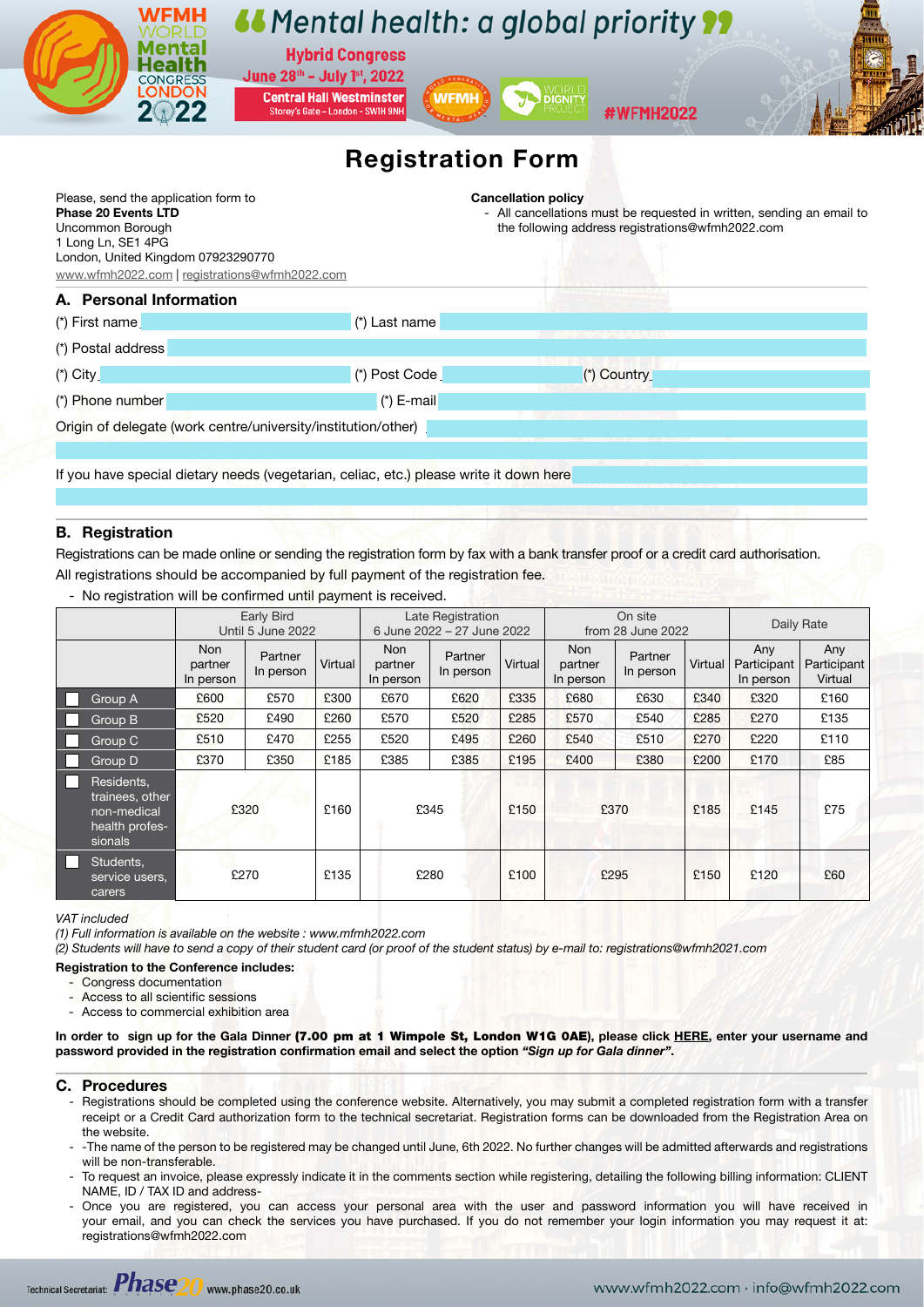# WFMH World Mental Health Congress London 2022

**"Mental health: a global priority"**

**Hybrid Congress**
**June 28th – July 1st, 2022**
**Central Hall Westminster**
Storey's Gate – London - SW1H 9NH

#WFMH2022

# Registration Form

Please, send the application form to
**Phase 20 Events LTD**
Uncommon Borough
1 Long Ln, SE1 4PG
London, United Kingdom 07923290770
www.wfmh2022.com | registrations@wfmh2022.com

**Cancellation policy**

- All cancellations must be requested in written, sending an email to the following address registrations@wfmh2022.com

## A. Personal Information

(*) First name ____ (*) Last name ____

(*) Postal address ____

(*) City ____ (*) Post Code ____ (*) Country ____

(*) Phone number ____ (*) E-mail ____

Origin of delegate (work centre/university/institution/other) ____

If you have special dietary needs (vegetarian, celiac, etc.) please write it down here ____

## B. Registration

Registrations can be made online or sending the registration form by fax with a bank transfer proof or a credit card authorisation.

All registrations should be accompanied by full payment of the registration fee.

- No registration will be confirmed until payment is received.

| | Early Bird Until 5 June 2022 | | | Late Registration 6 June 2022 – 27 June 2022 | | | On site from 28 June 2022 | | | Daily Rate | |
|---|---|---|---|---|---|---|---|---|---|---|---|
| | Non partner In person | Partner In person | Virtual | Non partner In person | Partner In person | Virtual | Non partner In person | Partner In person | Virtual | Any Participant In person | Any Participant Virtual |
| ☐ Group A | £600 | £570 | £300 | £670 | £620 | £335 | £680 | £630 | £340 | £320 | £160 |
| ☐ Group B | £520 | £490 | £260 | £570 | £520 | £285 | £570 | £540 | £285 | £270 | £135 |
| ☐ Group C | £510 | £470 | £255 | £520 | £495 | £260 | £540 | £510 | £270 | £220 | £110 |
| ☐ Group D | £370 | £350 | £185 | £385 | £385 | £195 | £400 | £380 | £200 | £170 | £85 |
| ☐ Residents, trainees, other non-medical health professionals | £320 | | £160 | £345 | | £150 | £370 | | £185 | £145 | £75 |
| ☐ Students, service users, carers | £270 | | £135 | £280 | | £100 | £295 | | £150 | £120 | £60 |

*VAT included*

*(1) Full information is available on the website : www.mfmh2022.com*

*(2) Students will have to send a copy of their student card (or proof of the student status) by e-mail to: registrations@wfmh2021.com*

**Registration to the Conference includes:**

- Congress documentation
- Access to all scientific sessions
- Access to commercial exhibition area

**In order to sign up for the Gala Dinner (7.00 pm at 1 Wimpole St, London W1G 0AE), please click HERE, enter your username and password provided in the registration confirmation email and select the option *"Sign up for Gala dinner"*.**

## C. Procedures

- Registrations should be completed using the conference website. Alternatively, you may submit a completed registration form with a transfer receipt or a Credit Card authorization form to the technical secretariat. Registration forms can be downloaded from the Registration Area on the website.
- -The name of the person to be registered may be changed until June, 6th 2022. No further changes will be admitted afterwards and registrations will be non-transferable.
- To request an invoice, please expressly indicate it in the comments section while registering, detailing the following billing information: CLIENT NAME, ID / TAX ID and address-
- Once you are registered, you can access your personal area with the user and password information you will have received in your email, and you can check the services you have purchased. If you do not remember your login information you may request it at: registrations@wfmh2022.com

Technical Secretariat: Phase 20 www.phase20.co.uk

www.wfmh2022.com · info@wfmh2022.com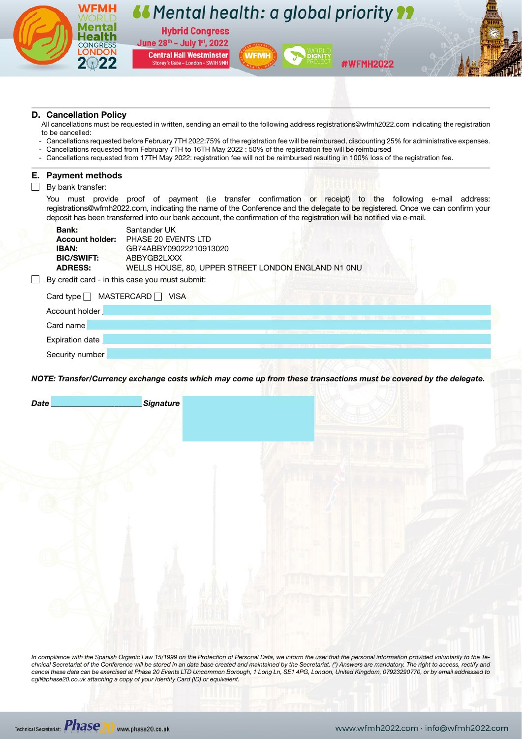## D. Cancellation Policy

All cancellations must be requested in written, sending an email to the following address registrations@wfmh2022.com indicating the registration to be cancelled:

- Cancellations requested before February 7TH 2022:75% of the registration fee will be reimbursed, discounting 25% for administrative expenses.
- Cancellations requested from February 7TH to 16TH May 2022 : 50% of the registration fee will be reimbursed
- Cancellations requested from 17TH May 2022: registration fee will not be reimbursed resulting in 100% loss of the registration fee.

## E. Payment methods

☐ By bank transfer:

You must provide proof of payment (i.e transfer confirmation or receipt) to the following e-mail address: registrations@wfmh2022.com, indicating the name of the Conference and the delegate to be registered. Once we can confirm your deposit has been transferred into our bank account, the confirmation of the registration will be notified via e-mail.

| | |
|---|---|
| **Bank:** | Santander UK |
| **Account holder:** | PHASE 20 EVENTS LTD |
| **IBAN:** | GB74ABBY09022210913020 |
| **BIC/SWIFT:** | ABBYGB2LXXX |
| **ADRESS:** | WELLS HOUSE, 80, UPPER STREET LONDON ENGLAND N1 0NU |

☐ By credit card - in this case you must submit:

Card type ☐ MASTERCARD ☐ VISA

Account holder

Card name

Expiration date

Security number

***NOTE: Transfer/Currency exchange costs which may come up from these transactions must be covered by the delegate.***

***Date*** ______________________ ***Signature***

*In compliance with the Spanish Organic Law 15/1999 on the Protection of Personal Data, we inform the user that the personal information provided voluntarily to the Technical Secretariat of the Conference will be stored in an data base created and maintained by the Secretariat. (\*) Answers are mandatory. The right to access, rectify and cancel these data can be exercised at Phase 20 Events LTD Uncommon Borough, 1 Long Ln, SE1 4PG, London, United Kingdom, 07923290770, or by email addressed to cgil@phase20.co.uk attaching a copy of your Identity Card (ID) or equivalent.*